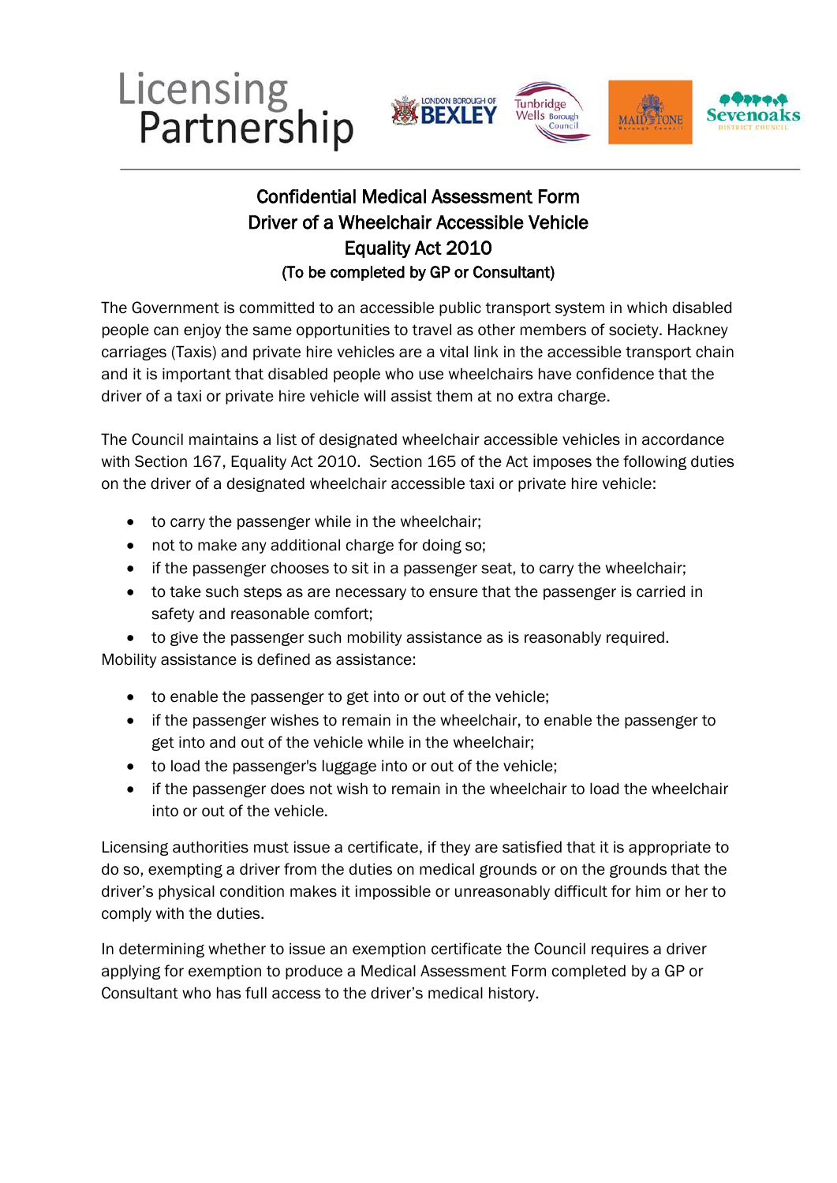Licensing Partnership

# Confidential Medical Assessment Form
## Driver of a Wheelchair Accessible Vehicle
## Equality Act 2010
### (To be completed by GP or Consultant)

The Government is committed to an accessible public transport system in which disabled people can enjoy the same opportunities to travel as other members of society. Hackney carriages (Taxis) and private hire vehicles are a vital link in the accessible transport chain and it is important that disabled people who use wheelchairs have confidence that the driver of a taxi or private hire vehicle will assist them at no extra charge.

The Council maintains a list of designated wheelchair accessible vehicles in accordance with Section 167, Equality Act 2010. Section 165 of the Act imposes the following duties on the driver of a designated wheelchair accessible taxi or private hire vehicle:

- to carry the passenger while in the wheelchair;
- not to make any additional charge for doing so;
- if the passenger chooses to sit in a passenger seat, to carry the wheelchair;
- to take such steps as are necessary to ensure that the passenger is carried in safety and reasonable comfort;
- to give the passenger such mobility assistance as is reasonably required.

Mobility assistance is defined as assistance:

- to enable the passenger to get into or out of the vehicle;
- if the passenger wishes to remain in the wheelchair, to enable the passenger to get into and out of the vehicle while in the wheelchair;
- to load the passenger's luggage into or out of the vehicle;
- if the passenger does not wish to remain in the wheelchair to load the wheelchair into or out of the vehicle.

Licensing authorities must issue a certificate, if they are satisfied that it is appropriate to do so, exempting a driver from the duties on medical grounds or on the grounds that the driver's physical condition makes it impossible or unreasonably difficult for him or her to comply with the duties.

In determining whether to issue an exemption certificate the Council requires a driver applying for exemption to produce a Medical Assessment Form completed by a GP or Consultant who has full access to the driver's medical history.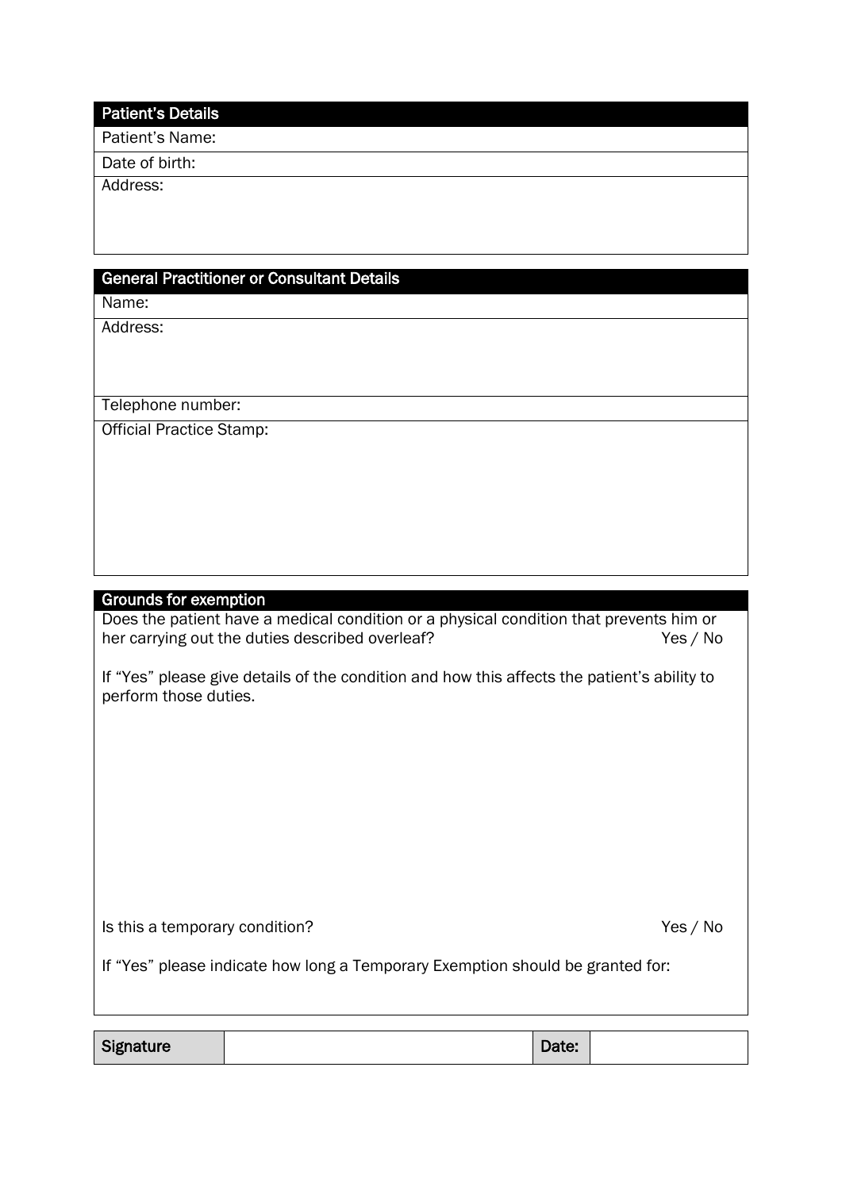## Patient's Details

Patient's Name:

Date of birth:

Address:

## General Practitioner or Consultant Details

Name:

Address:

Telephone number:

Official Practice Stamp:

## Grounds for exemption

Does the patient have a medical condition or a physical condition that prevents him or her carrying out the duties described overleaf? Yes / No

If "Yes" please give details of the condition and how this affects the patient's ability to perform those duties.

Is this a temporary condition? Yes / No

If "Yes" please indicate how long a Temporary Exemption should be granted for:

| | | | |
|---|---|---|---|
| **Signature** | | **Date:** | |